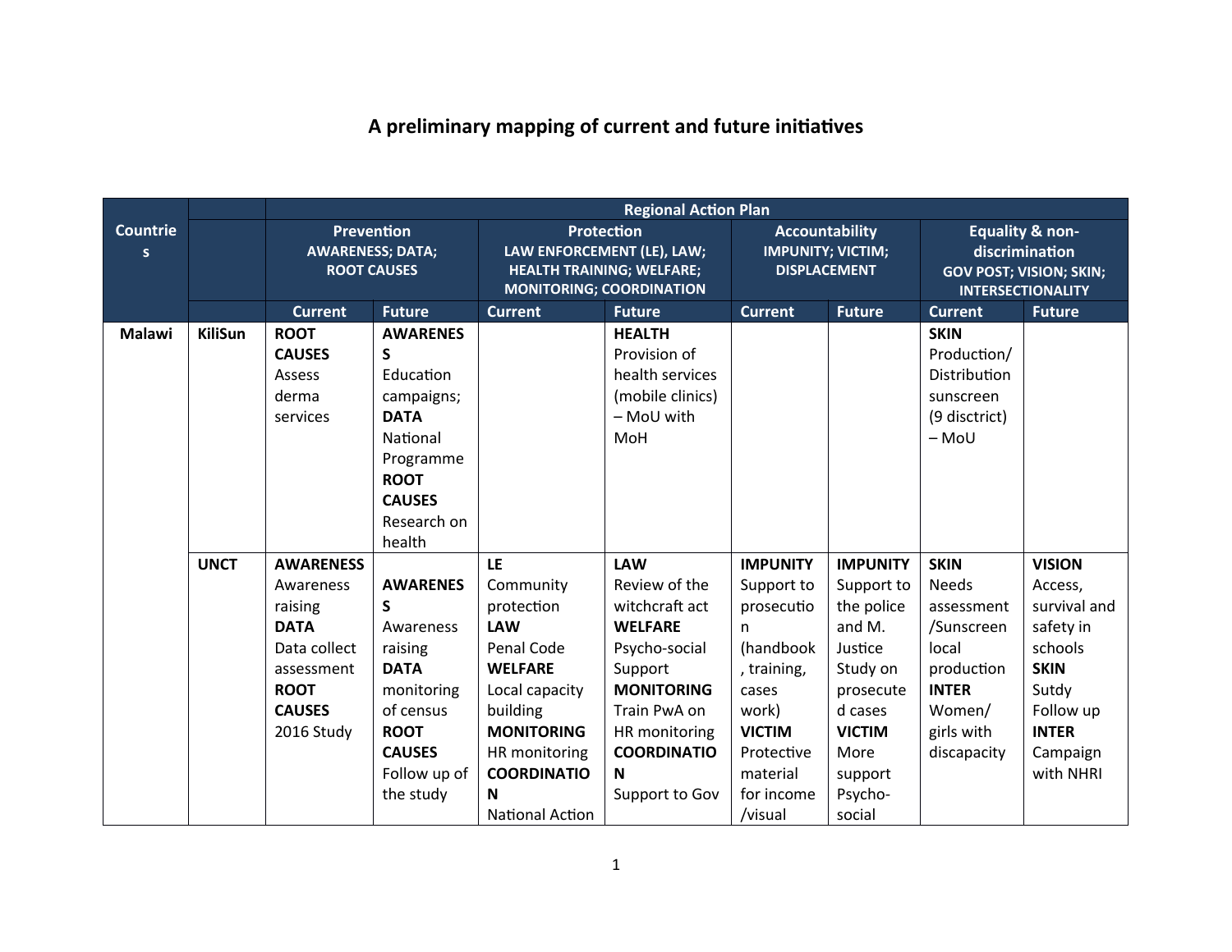# A preliminary mapping of current and future initiatives

| Countries | | Regional Action Plan | | | | | | | |
|---|---|---|---|---|---|---|---|---|---|
| | | Prevention<br>AWARENESS; DATA; ROOT CAUSES | | Protection<br>LAW ENFORCEMENT (LE), LAW; HEALTH TRAINING; WELFARE; MONITORING; COORDINATION | | Accountability<br>IMPUNITY; VICTIM; DISPLACEMENT | | Equality & non-discrimination<br>GOV POST; VISION; SKIN; INTERSECTIONALITY | |
| | | Current | Future | Current | Future | Current | Future | Current | Future |
| **Malawi** | **KiliSun** | **ROOT CAUSES** Assess derma services | **AWARENESS** Education campaigns; **DATA** National Programme **ROOT CAUSES** Research on health | | **HEALTH** Provision of health services (mobile clinics) – MoU with MoH | | | **SKIN** Production/ Distribution sunscreen (9 disctrict) – MoU | |
| | **UNCT** | **AWARENESS** Awareness raising **DATA** Data collect assessment **ROOT CAUSES** 2016 Study | **AWARENESS** Awareness raising **DATA** monitoring of census **ROOT CAUSES** Follow up of the study | **LE** Community protection **LAW** Penal Code **WELFARE** Local capacity building **MONITORING** HR monitoring **COORDINATION** National Action | **LAW** Review of the witchcraft act **WELFARE** Psycho-social Support **MONITORING** Train PwA on HR monitoring **COORDINATION** Support to Gov | **IMPUNITY** Support to prosecution (handbook, training, cases work) **VICTIM** Protective material for income /visual | **IMPUNITY** Support to the police and M. Justice Study on prosecuted cases **VICTIM** More support Psycho-social | **SKIN** Needs assessment /Sunscreen local production **INTER** Women/ girls with discapacity | **VISION** Access, survival and safety in schools **SKIN** Sutdy Follow up **INTER** Campaign with NHRI |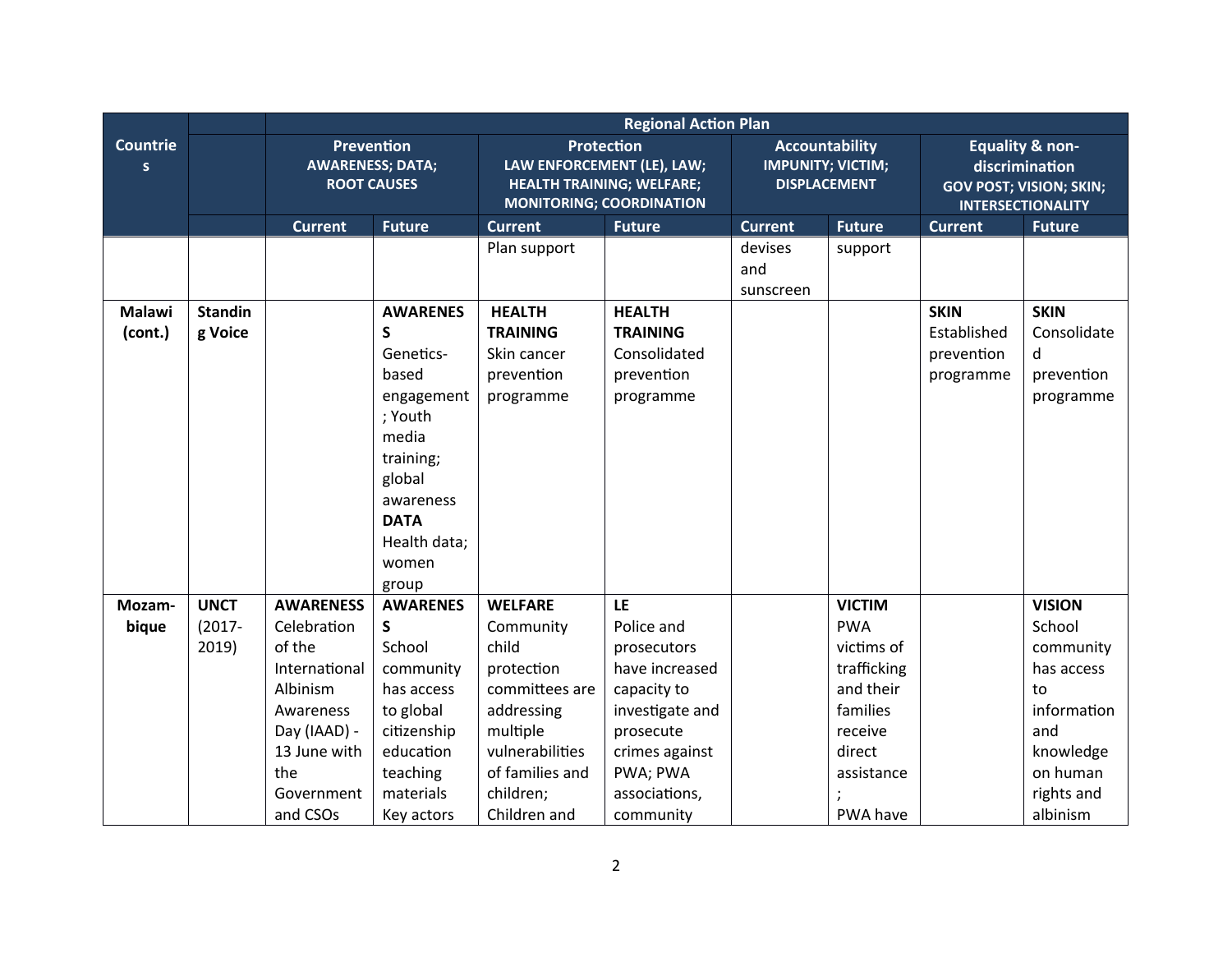| Countries | | Regional Action Plan | | | | | | | |
|---|---|---|---|---|---|---|---|---|---|
| | | Prevention AWARENESS; DATA; ROOT CAUSES | | Protection LAW ENFORCEMENT (LE), LAW; HEALTH TRAINING; WELFARE; MONITORING; COORDINATION | | Accountability IMPUNITY; VICTIM; DISPLACEMENT | | Equality & non-discrimination GOV POST; VISION; SKIN; INTERSECTIONALITY | |
| | | Current | Future | Current | Future | Current | Future | Current | Future |
| | | | | Plan support | | devises and sunscreen | support | | |
| **Malawi (cont.)** | **Standing Voice** | | **AWARENESS** Genetics-based engagement; Youth media training; global awareness **DATA** Health data; women group | **HEALTH TRAINING** Skin cancer prevention programme | **HEALTH TRAINING** Consolidated prevention programme | | | **SKIN** Established prevention programme | **SKIN** Consolidated prevention programme |
| **Mozambique** | **UNCT** (2017-2019) | **AWARENESS** Celebration of the International Albinism Awareness Day (IAAD) - 13 June with the Government and CSOs | **AWARENESS** School community has access to global citizenship education teaching materials Key actors | **WELFARE** Community child protection committees are addressing multiple vulnerabilities of families and children; Children and | **LE** Police and prosecutors have increased capacity to investigate and prosecute crimes against PWA; PWA associations, community | | **VICTIM** PWA victims of trafficking and their families receive direct assistance; PWA have | | **VISION** School community has access to information and knowledge on human rights and albinism |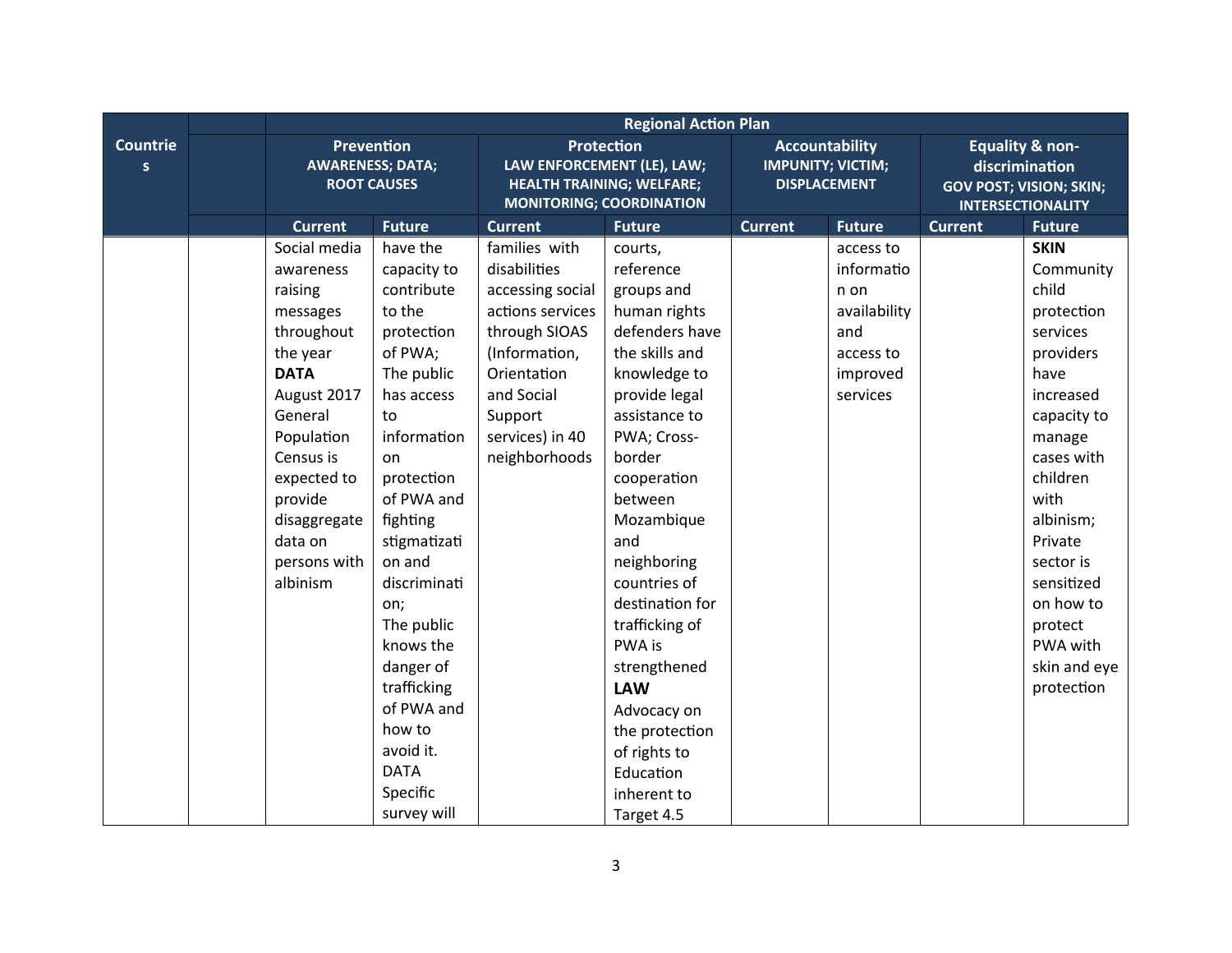| Countries | | Regional Action Plan | | | | | | | |
|---|---|---|---|---|---|---|---|---|---|
| | | Prevention AWARENESS; DATA; ROOT CAUSES | | Protection LAW ENFORCEMENT (LE), LAW; HEALTH TRAINING; WELFARE; MONITORING; COORDINATION | | Accountability IMPUNITY; VICTIM; DISPLACEMENT | | Equality & non-discrimination GOV POST; VISION; SKIN; INTERSECTIONALITY | |
| | | Current | Future | Current | Future | Current | Future | Current | Future |
| | | Social media awareness raising messages throughout the year **DATA** August 2017 General Population Census is expected to provide disaggregate data on persons with albinism | have the capacity to contribute to the protection of PWA; The public has access to information on protection of PWA and fighting stigmatization and discrimination; The public knows the danger of trafficking of PWA and how to avoid it. DATA Specific survey will | families with disabilities accessing social actions services through SIOAS (Information, Orientation and Social Support services) in 40 neighborhoods | courts, reference groups and human rights defenders have the skills and knowledge to provide legal assistance to PWA; Cross-border cooperation between Mozambique and neighboring countries of destination for trafficking of PWA is strengthened **LAW** Advocacy on the protection of rights to Education inherent to Target 4.5 | | access to information on availability and access to improved services | | **SKIN** Community child protection services providers have increased capacity to manage cases with children with albinism; Private sector is sensitized on how to protect PWA with skin and eye protection |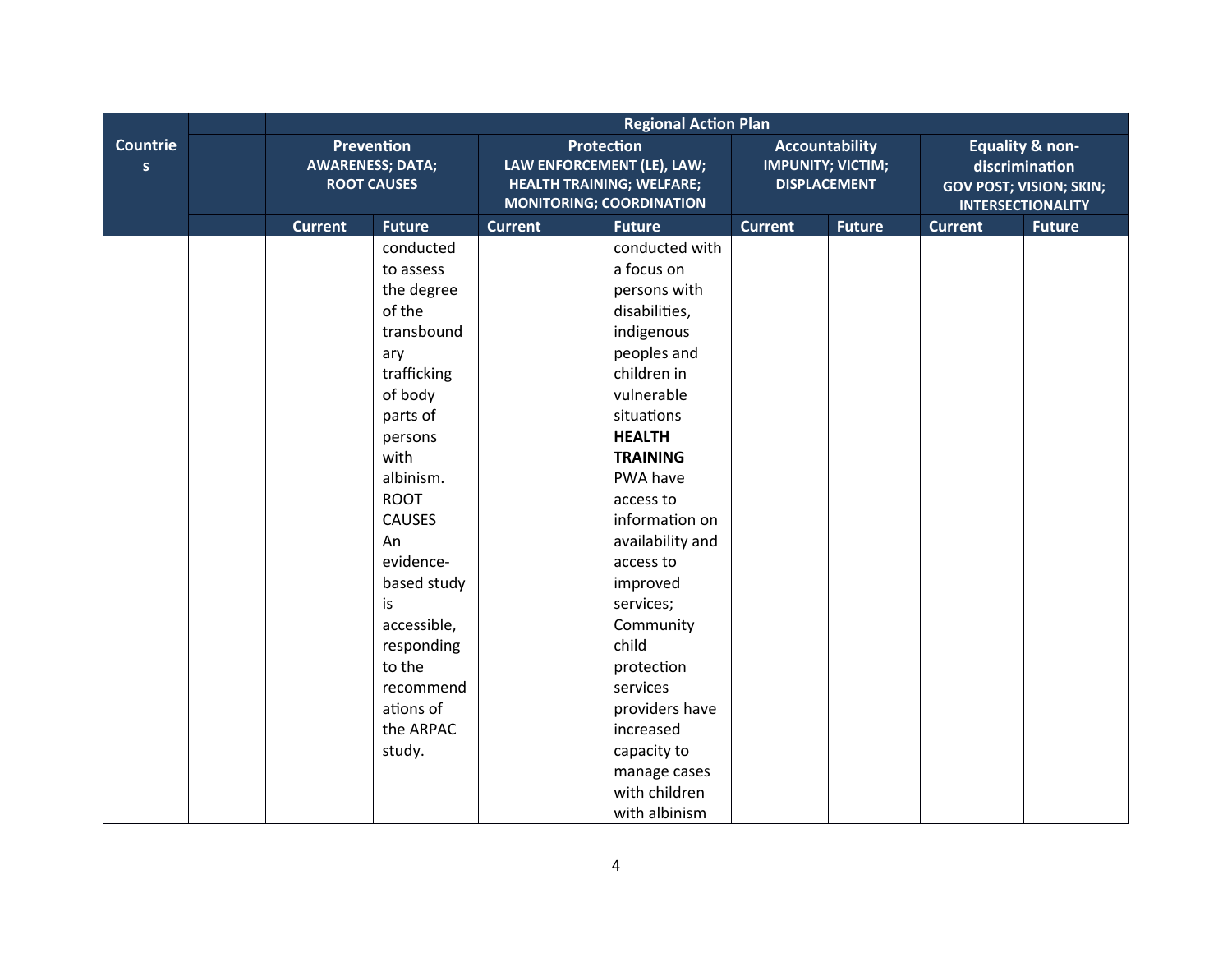| Countries | | Regional Action Plan | | | | | | | |
|---|---|---|---|---|---|---|---|---|---|
| | | Prevention AWARENESS; DATA; ROOT CAUSES | | Protection LAW ENFORCEMENT (LE), LAW; HEALTH TRAINING; WELFARE; MONITORING; COORDINATION | | Accountability IMPUNITY; VICTIM; DISPLACEMENT | | Equality & non-discrimination GOV POST; VISION; SKIN; INTERSECTIONALITY | |
| | | Current | Future | Current | Future | Current | Future | Current | Future |
| | | | conducted to assess the degree of the transboundary trafficking of body parts of persons with albinism. ROOT CAUSES An evidence-based study is accessible, responding to the recommendations of the ARPAC study. | | conducted with a focus on persons with disabilities, indigenous peoples and children in vulnerable situations **HEALTH TRAINING** PWA have access to information on availability and access to improved services; Community child protection services providers have increased capacity to manage cases with children with albinism | | | | |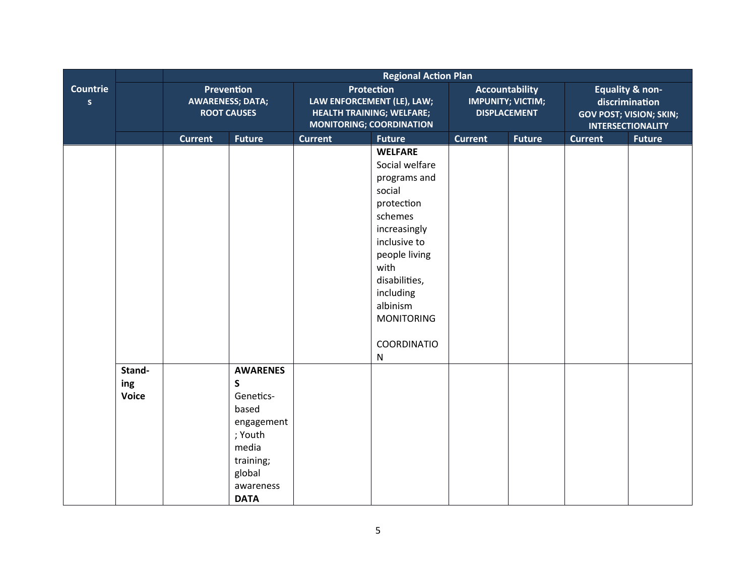| Countries | | Regional Action Plan | | | | | | | |
|---|---|---|---|---|---|---|---|---|---|
| | | Prevention AWARENESS; DATA; ROOT CAUSES | | Protection LAW ENFORCEMENT (LE), LAW; HEALTH TRAINING; WELFARE; MONITORING; COORDINATION | | Accountability IMPUNITY; VICTIM; DISPLACEMENT | | Equality & non-discrimination GOV POST; VISION; SKIN; INTERSECTIONALITY | |
| | | Current | Future | Current | Future | Current | Future | Current | Future |
| | | | | | **WELFARE** Social welfare programs and social protection schemes increasingly inclusive to people living with disabilities, including albinism MONITORING<br><br>COORDINATION | | | | |
| | **Standing Voice** | | **AWARENESS** Genetics-based engagement; Youth media training; global awareness **DATA** | | | | | | |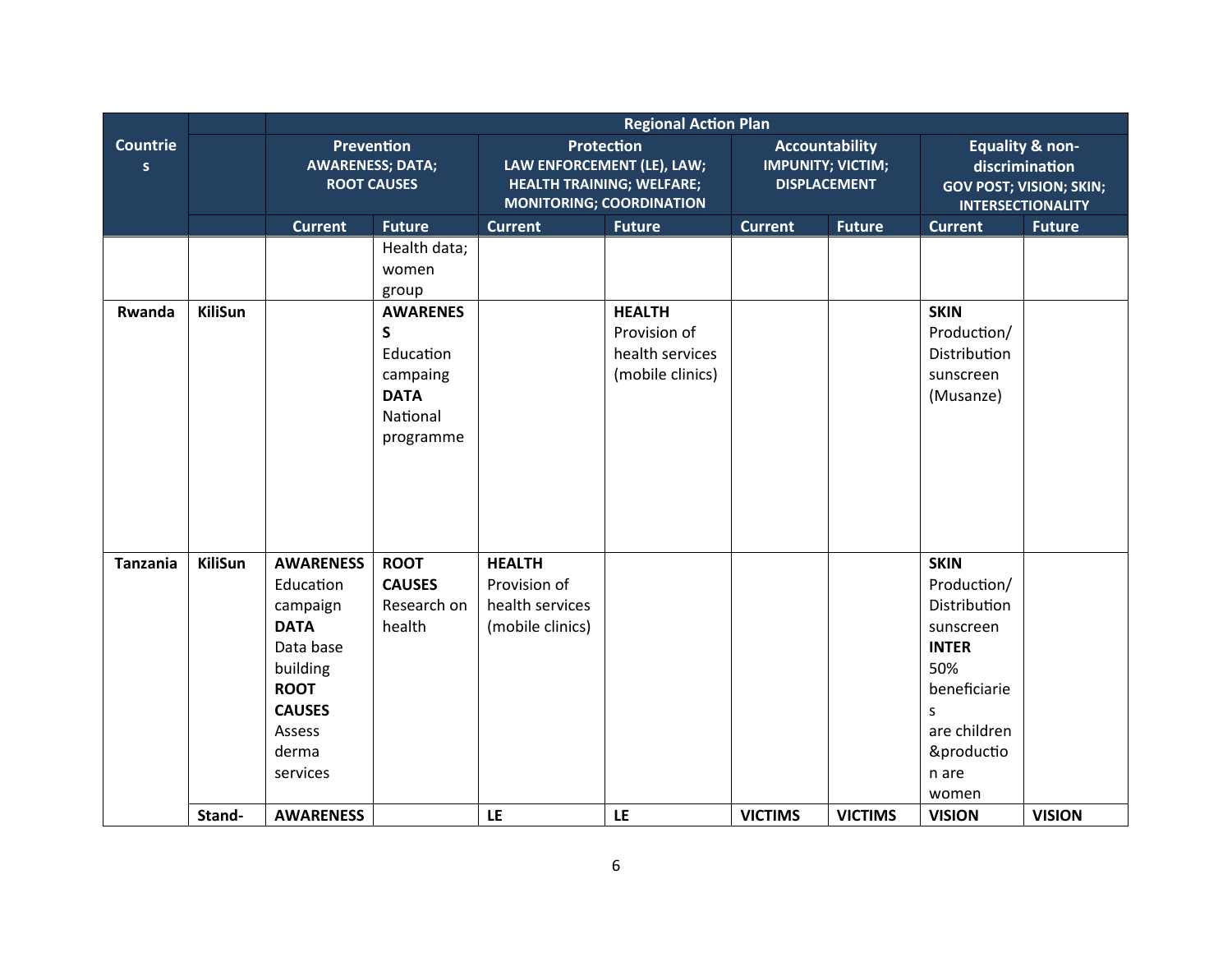| Countries | | Regional Action Plan | | | | | | | |
|---|---|---|---|---|---|---|---|---|---|
| | | Prevention AWARENESS; DATA; ROOT CAUSES | | Protection LAW ENFORCEMENT (LE), LAW; HEALTH TRAINING; WELFARE; MONITORING; COORDINATION | | Accountability IMPUNITY; VICTIM; DISPLACEMENT | | Equality & non-discrimination GOV POST; VISION; SKIN; INTERSECTIONALITY | |
| | | Current | Future | Current | Future | Current | Future | Current | Future |
| | | | Health data; women group | | | | | | |
| **Rwanda** | **KiliSun** | | **AWARENESS** Education campaing **DATA** National programme | | **HEALTH** Provision of health services (mobile clinics) | | | **SKIN** Production/ Distribution sunscreen (Musanze) | |
| **Tanzania** | **KiliSun** | **AWARENESS** Education campaign **DATA** Data base building **ROOT CAUSES** Assess derma services | **ROOT CAUSES** Research on health | **HEALTH** Provision of health services (mobile clinics) | | | | **SKIN** Production/ Distribution sunscreen **INTER** 50% beneficiaries are children &production are women | |
| | **Stand-** | **AWARENESS** | | **LE** | **LE** | **VICTIMS** | **VICTIMS** | **VISION** | **VISION** |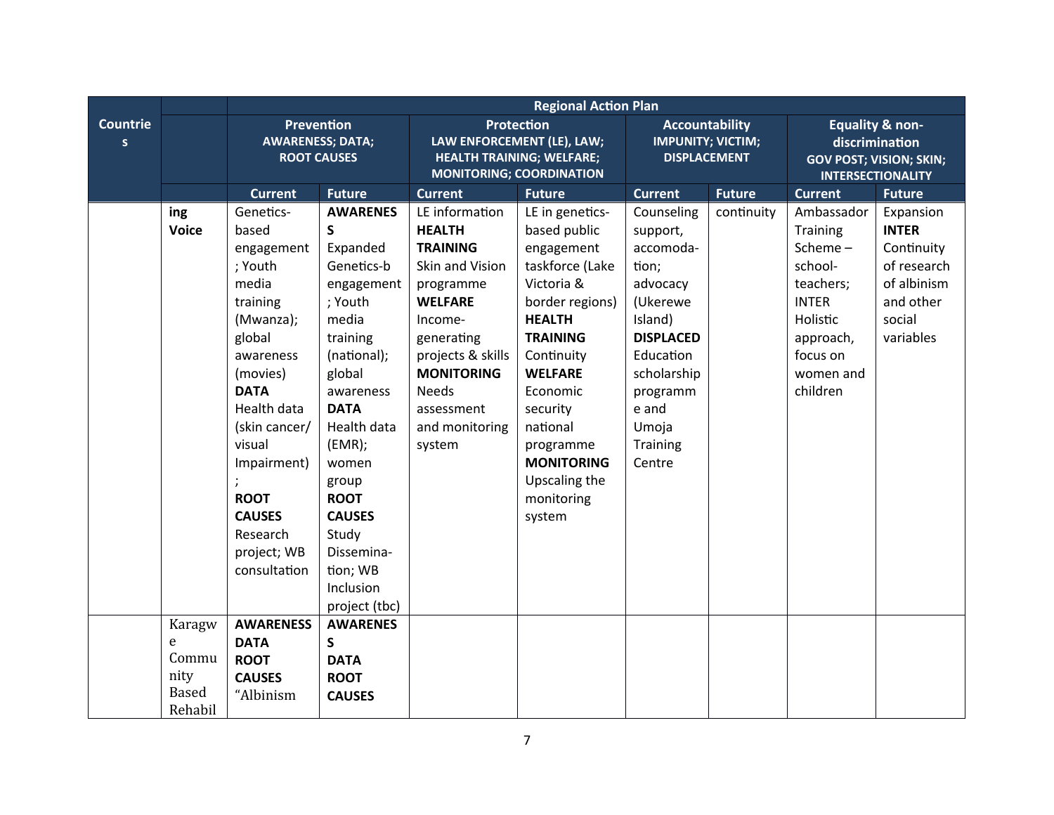| Countries | | Regional Action Plan | | | | | | | |
|---|---|---|---|---|---|---|---|---|---|
| | | Prevention AWARENESS; DATA; ROOT CAUSES | | Protection LAW ENFORCEMENT (LE), LAW; HEALTH TRAINING; WELFARE; MONITORING; COORDINATION | | Accountability IMPUNITY; VICTIM; DISPLACEMENT | | Equality & non-discrimination GOV POST; VISION; SKIN; INTERSECTIONALITY | |
| | | Current | Future | Current | Future | Current | Future | Current | Future |
| | **ing Voice** | Genetics-based engagement; Youth media training (Mwanza); global awareness (movies) **DATA** Health data (skin cancer/ visual Impairment); **ROOT CAUSES** Research project; WB consultation | **AWARENESS** Expanded Genetics-b engagement; Youth media training (national); global awareness **DATA** Health data (EMR); women group **ROOT CAUSES** Study Dissemination; WB Inclusion project (tbc) | LE information **HEALTH TRAINING** Skin and Vision programme **WELFARE** Income-generating projects & skills **MONITORING** Needs assessment and monitoring system | LE in genetics-based public engagement taskforce (Lake Victoria & border regions) **HEALTH TRAINING** Continuity **WELFARE** Economic security national programme **MONITORING** Upscaling the monitoring system | Counseling support, accomodation; advocacy (Ukerewe Island) **DISPLACED** Education scholarship programme and Umoja Training Centre | continuity | Ambassador Training Scheme – school-teachers; INTER Holistic approach, focus on women and children | Expansion **INTER** Continuity of research of albinism and other social variables |
| | Karagwe Community Based Rehabil | **AWARENESS** **DATA** **ROOT CAUSES** "Albinism | **AWARENESS** **DATA** **ROOT CAUSES** | | | | | | |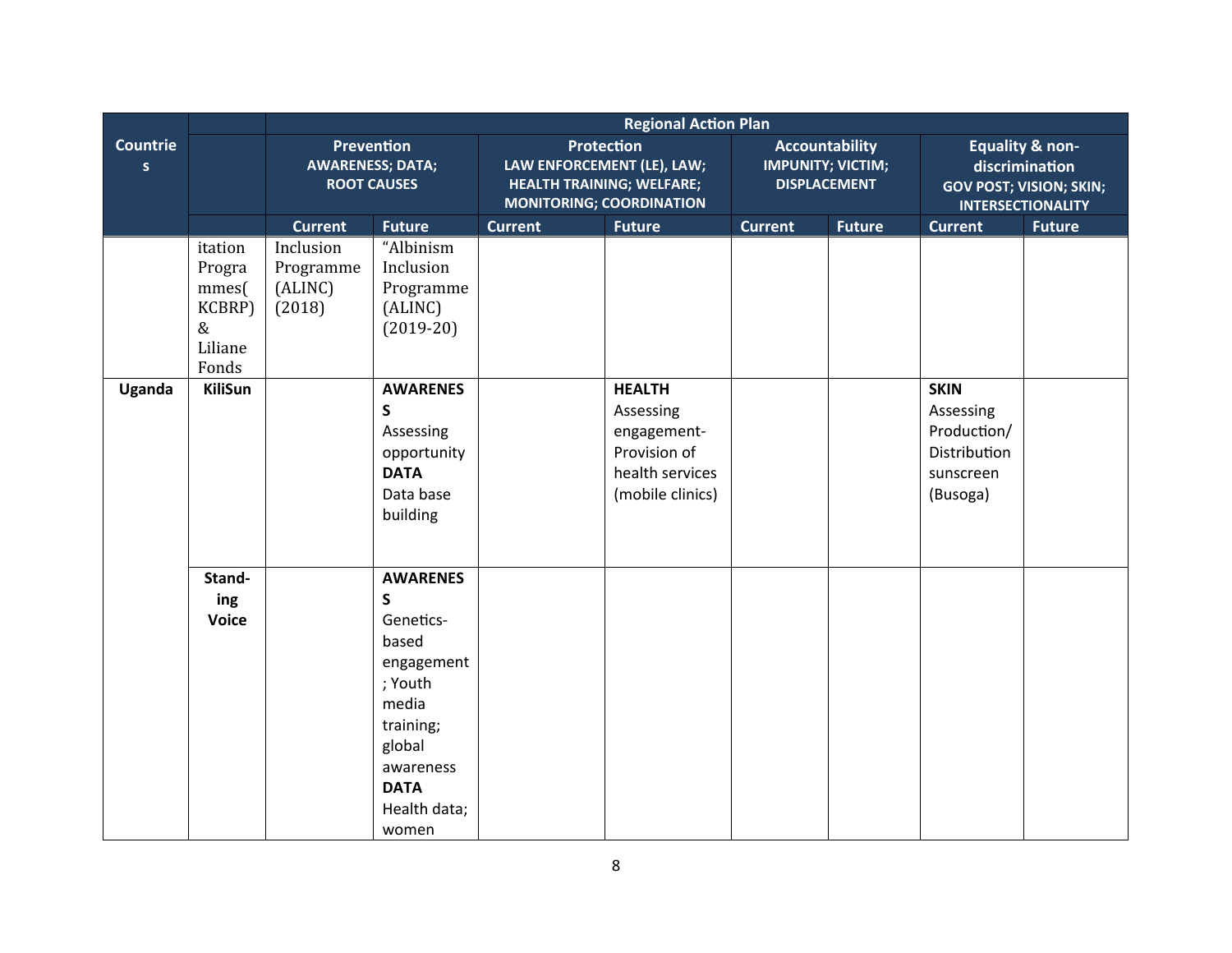| Countries | | Regional Action Plan | | | | | | | |
|---|---|---|---|---|---|---|---|---|---|
| | | Prevention AWARENESS; DATA; ROOT CAUSES | | Protection LAW ENFORCEMENT (LE), LAW; HEALTH TRAINING; WELFARE; MONITORING; COORDINATION | | Accountability IMPUNITY; VICTIM; DISPLACEMENT | | Equality & non-discrimination GOV POST; VISION; SKIN; INTERSECTIONALITY | |
| | | Current | Future | Current | Future | Current | Future | Current | Future |
| | itation Programmes( KCBRP) & Liliane Fonds | Inclusion Programme (ALINC) (2018) | "Albinism Inclusion Programme (ALINC) (2019-20) | | | | | | |
| **Uganda** | **KiliSun** | | **AWARENESS** Assessing opportunity **DATA** Data base building | | **HEALTH** Assessing engagement- Provision of health services (mobile clinics) | | | **SKIN** Assessing Production/ Distribution sunscreen (Busoga) | |
| | **Stand-ing Voice** | | **AWARENESS** Genetics-based engagement; Youth media training; global awareness **DATA** Health data; women | | | | | | |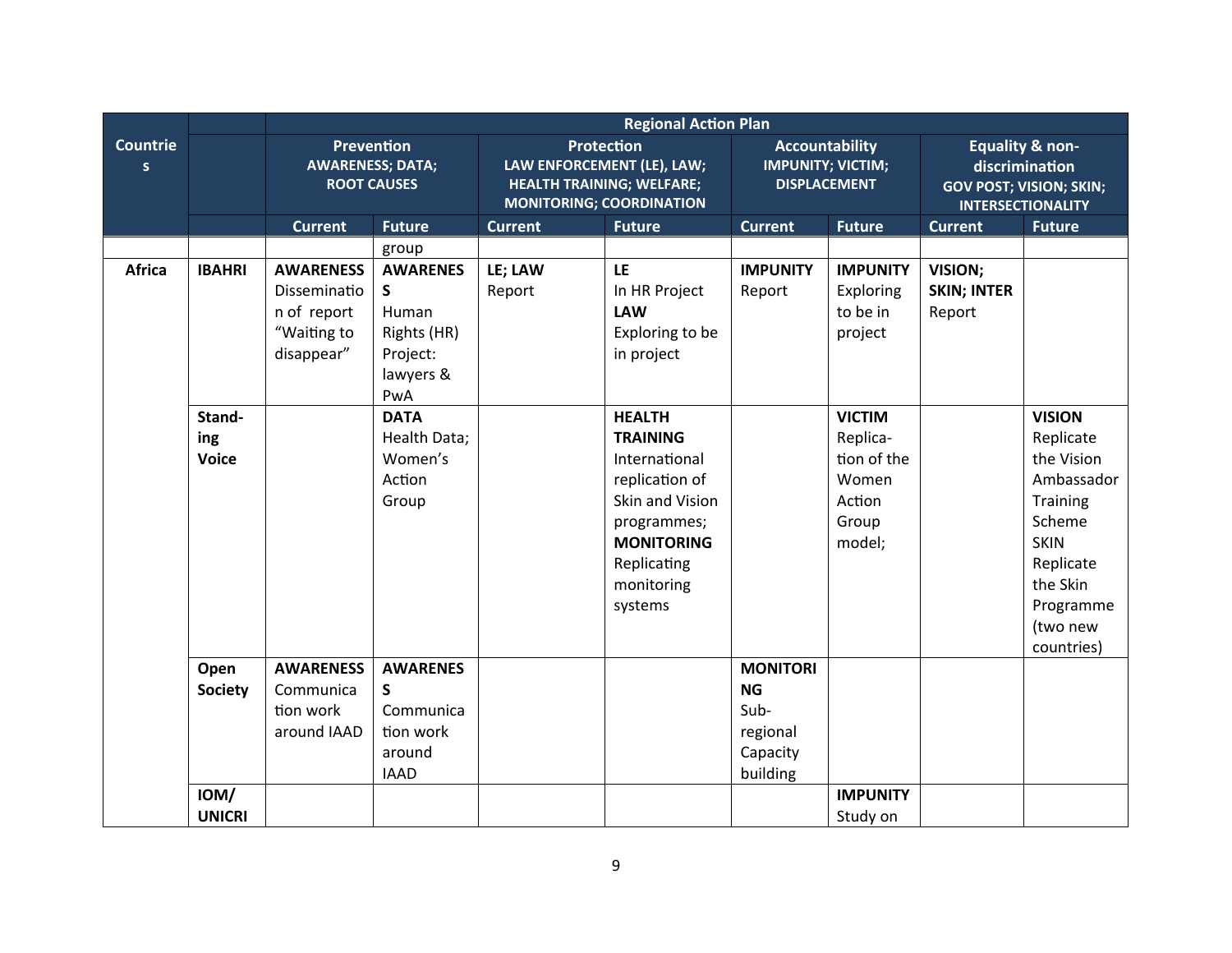| Countries | | Regional Action Plan | | | | | | | |
|---|---|---|---|---|---|---|---|---|---|
| | | Prevention AWARENESS; DATA; ROOT CAUSES | | Protection LAW ENFORCEMENT (LE), LAW; HEALTH TRAINING; WELFARE; MONITORING; COORDINATION | | Accountability IMPUNITY; VICTIM; DISPLACEMENT | | Equality & non-discrimination GOV POST; VISION; SKIN; INTERSECTIONALITY | |
| | | Current | Future | Current | Future | Current | Future | Current | Future |
| | | | group | | | | | | |
| Africa | IBAHRI | **AWARENESS** Dissemination of report "Waiting to disappear" | **AWARENESS** Human Rights (HR) Project: lawyers & PwA | **LE; LAW** Report | **LE** In HR Project **LAW** Exploring to be in project | **IMPUNITY** Report | **IMPUNITY** Exploring to be in project | **VISION; SKIN; INTER** Report | |
| | Standing Voice | | **DATA** Health Data; Women's Action Group | | **HEALTH TRAINING** International replication of Skin and Vision programmes; **MONITORING** Replicating monitoring systems | | **VICTIM** Replication of the Women Action Group model; | | **VISION** Replicate the Vision Ambassador Training Scheme **SKIN** Replicate the Skin Programme (two new countries) |
| | Open Society | **AWARENESS** Communication work around IAAD | **AWARENESS** Communication work around IAAD | | | **MONITORING** Sub-regional Capacity building | | | |
| | IOM/ UNICRI | | | | | | **IMPUNITY** Study on | | |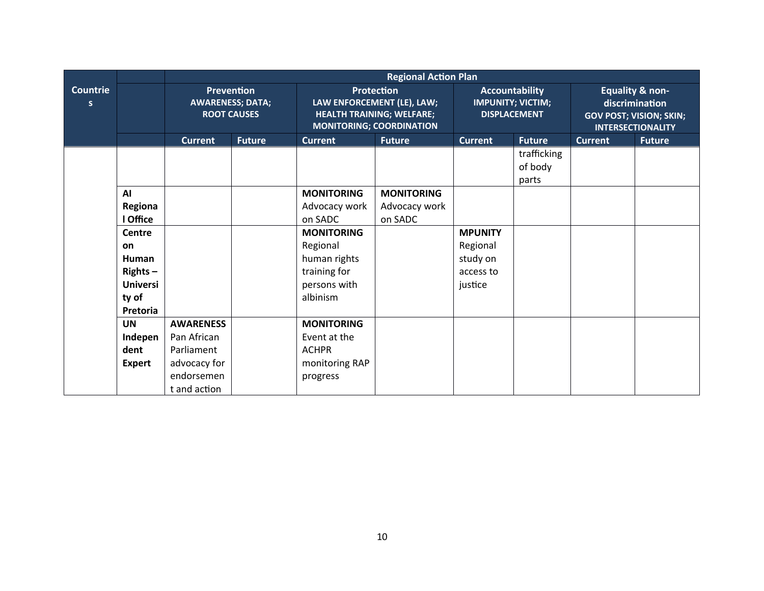| Countries | | Regional Action Plan | | | | | | | |
|---|---|---|---|---|---|---|---|---|---|
| | | Prevention AWARENESS; DATA; ROOT CAUSES | | Protection LAW ENFORCEMENT (LE), LAW; HEALTH TRAINING; WELFARE; MONITORING; COORDINATION | | Accountability IMPUNITY; VICTIM; DISPLACEMENT | | Equality & non-discrimination GOV POST; VISION; SKIN; INTERSECTIONALITY | |
| | | Current | Future | Current | Future | Current | Future | Current | Future |
| | | | | | | | trafficking of body parts | | |
| | **AI Regional Office** | | | **MONITORING** Advocacy work on SADC | **MONITORING** Advocacy work on SADC | | | | |
| | **Centre on Human Rights – University of Pretoria** | | | **MONITORING** Regional human rights training for persons with albinism | | **MPUNITY** Regional study on access to justice | | | |
| | **UN Independent Expert** | **AWARENESS** Pan African Parliament advocacy for endorsement and action | | **MONITORING** Event at the ACHPR monitoring RAP progress | | | | | |